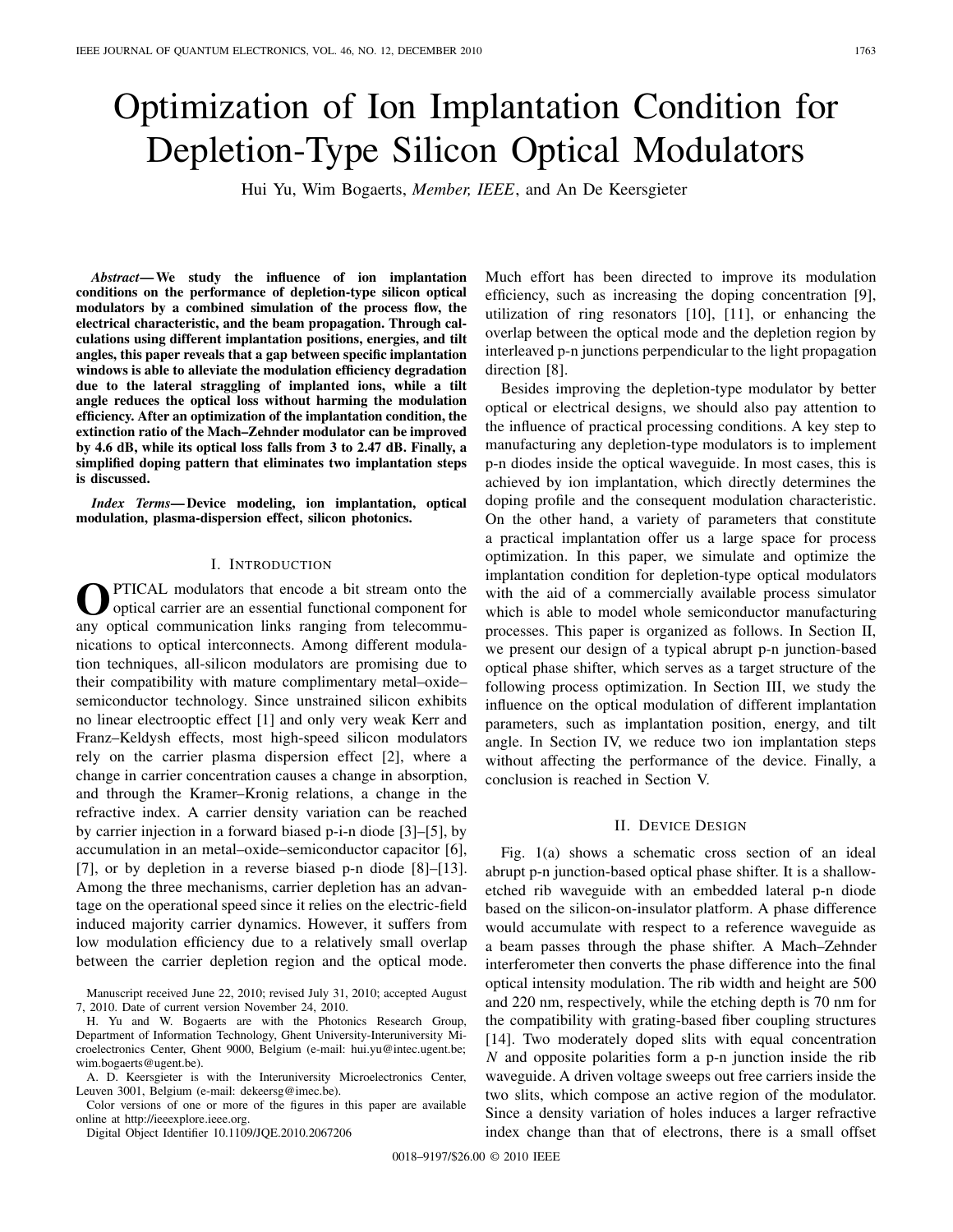# Optimization of Ion Implantation Condition for Depletion-Type Silicon Optical Modulators

Hui Yu, Wim Bogaerts, *Member, IEEE*, and An De Keersgieter

***Abstract*— We study the influence of ion implantation conditions on the performance of depletion-type silicon optical modulators by a combined simulation of the process flow, the electrical characteristic, and the beam propagation. Through calculations using different implantation positions, energies, and tilt angles, this paper reveals that a gap between specific implantation windows is able to alleviate the modulation efficiency degradation due to the lateral straggling of implanted ions, while a tilt angle reduces the optical loss without harming the modulation efficiency. After an optimization of the implantation condition, the extinction ratio of the Mach–Zehnder modulator can be improved by 4.6 dB, while its optical loss falls from 3 to 2.47 dB. Finally, a simplified doping pattern that eliminates two implantation steps is discussed.**

***Index Terms*— Device modeling, ion implantation, optical modulation, plasma-dispersion effect, silicon photonics.**

## I. Introduction

Optical modulators that encode a bit stream onto the optical carrier are an essential functional component for any optical communication links ranging from telecommunications to optical interconnects. Among different modulation techniques, all-silicon modulators are promising due to their compatibility with mature complimentary metal–oxide–semiconductor technology. Since unstrained silicon exhibits no linear electrooptic effect [1] and only very weak Kerr and Franz–Keldysh effects, most high-speed silicon modulators rely on the carrier plasma dispersion effect [2], where a change in carrier concentration causes a change in absorption, and through the Kramer–Kronig relations, a change in the refractive index. A carrier density variation can be reached by carrier injection in a forward biased p-i-n diode [3]–[5], by accumulation in an metal–oxide–semiconductor capacitor [6], [7], or by depletion in a reverse biased p-n diode [8]–[13]. Among the three mechanisms, carrier depletion has an advantage on the operational speed since it relies on the electric-field induced majority carrier dynamics. However, it suffers from low modulation efficiency due to a relatively small overlap between the carrier depletion region and the optical mode. Much effort has been directed to improve its modulation efficiency, such as increasing the doping concentration [9], utilization of ring resonators [10], [11], or enhancing the overlap between the optical mode and the depletion region by interleaved p-n junctions perpendicular to the light propagation direction [8].

Besides improving the depletion-type modulator by better optical or electrical designs, we should also pay attention to the influence of practical processing conditions. A key step to manufacturing any depletion-type modulators is to implement p-n diodes inside the optical waveguide. In most cases, this is achieved by ion implantation, which directly determines the doping profile and the consequent modulation characteristic. On the other hand, a variety of parameters that constitute a practical implantation offer us a large space for process optimization. In this paper, we simulate and optimize the implantation condition for depletion-type optical modulators with the aid of a commercially available process simulator which is able to model whole semiconductor manufacturing processes. This paper is organized as follows. In Section II, we present our design of a typical abrupt p-n junction-based optical phase shifter, which serves as a target structure of the following process optimization. In Section III, we study the influence on the optical modulation of different implantation parameters, such as implantation position, energy, and tilt angle. In Section IV, we reduce two ion implantation steps without affecting the performance of the device. Finally, a conclusion is reached in Section V.

## II. Device Design

Fig. 1(a) shows a schematic cross section of an ideal abrupt p-n junction-based optical phase shifter. It is a shallow-etched rib waveguide with an embedded lateral p-n diode based on the silicon-on-insulator platform. A phase difference would accumulate with respect to a reference waveguide as a beam passes through the phase shifter. A Mach–Zehnder interferometer then converts the phase difference into the final optical intensity modulation. The rib width and height are 500 and 220 nm, respectively, while the etching depth is 70 nm for the compatibility with grating-based fiber coupling structures [14]. Two moderately doped slits with equal concentration $N$ and opposite polarities form a p-n junction inside the rib waveguide. A driven voltage sweeps out free carriers inside the two slits, which compose an active region of the modulator. Since a density variation of holes induces a larger refractive index change than that of electrons, there is a small offset

Manuscript received June 22, 2010; revised July 31, 2010; accepted August 7, 2010. Date of current version November 24, 2010.

H. Yu and W. Bogaerts are with the Photonics Research Group, Department of Information Technology, Ghent University-Interuniversity Microelectronics Center, Ghent 9000, Belgium (e-mail: hui.yu@intec.ugent.be; wim.bogaerts@ugent.be).

A. D. Keersgieter is with the Interuniversity Microelectronics Center, Leuven 3001, Belgium (e-mail: dekeersg@imec.be).

Color versions of one or more of the figures in this paper are available online at http://ieeexplore.ieee.org.

Digital Object Identifier 10.1109/JQE.2010.2067206

0018–9197/$26.00 © 2010 IEEE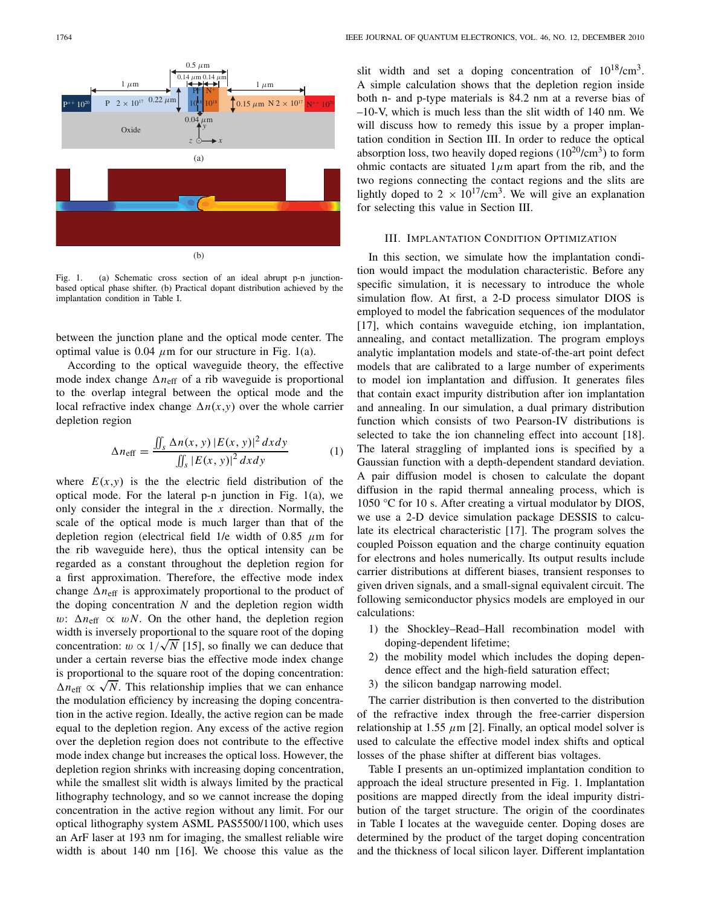Fig. 1. (a) Schematic cross section of an ideal abrupt p-n junction-based optical phase shifter. (b) Practical dopant distribution achieved by the implantation condition in Table I.

between the junction plane and the optical mode center. The optimal value is 0.04 $\mu$m for our structure in Fig. 1(a).

According to the optical waveguide theory, the effective mode index change $\Delta n_{\mathrm{eff}}$ of a rib waveguide is proportional to the overlap integral between the optical mode and the local refractive index change $\Delta n(x,y)$ over the whole carrier depletion region

$$\Delta n_{\mathrm{eff}} = \frac{\iint_s \Delta n(x,y)\,|E(x,y)|^2\,dxdy}{\iint_s |E(x,y)|^2\,dxdy} \tag{1}$$

where $E(x,y)$ is the the electric field distribution of the optical mode. For the lateral p-n junction in Fig. 1(a), we only consider the integral in the $x$ direction. Normally, the scale of the optical mode is much larger than that of the depletion region (electrical field 1/e width of 0.85 $\mu$m for the rib waveguide here), thus the optical intensity can be regarded as a constant throughout the depletion region for a first approximation. Therefore, the effective mode index change $\Delta n_{\mathrm{eff}}$ is approximately proportional to the product of the doping concentration $N$ and the depletion region width $w$: $\Delta n_{\mathrm{eff}} \propto wN$. On the other hand, the depletion region width is inversely proportional to the square root of the doping concentration: $w \propto 1/\sqrt{N}$ [15], so finally we can deduce that under a certain reverse bias the effective mode index change is proportional to the square root of the doping concentration: $\Delta n_{\mathrm{eff}} \propto \sqrt{N}$. This relationship implies that we can enhance the modulation efficiency by increasing the doping concentration in the active region. Ideally, the active region can be made equal to the depletion region. Any excess of the active region over the depletion region does not contribute to the effective mode index change but increases the optical loss. However, the depletion region shrinks with increasing doping concentration, while the smallest slit width is always limited by the practical lithography technology, and so we cannot increase the doping concentration in the active region without any limit. For our optical lithography system ASML PAS5500/1100, which uses an ArF laser at 193 nm for imaging, the smallest reliable wire width is about 140 nm [16]. We choose this value as the slit width and set a doping concentration of $10^{18}$/cm$^3$. A simple calculation shows that the depletion region inside both n- and p-type materials is 84.2 nm at a reverse bias of –10-V, which is much less than the slit width of 140 nm. We will discuss how to remedy this issue by a proper implantation condition in Section III. In order to reduce the optical absorption loss, two heavily doped regions ($10^{20}$/cm$^3$) to form ohmic contacts are situated 1 $\mu$m apart from the rib, and the two regions connecting the contact regions and the slits are lightly doped to $2 \times 10^{17}$/cm$^3$. We will give an explanation for selecting this value in Section III.

## III. Implantation Condition Optimization

In this section, we simulate how the implantation condition would impact the modulation characteristic. Before any specific simulation, it is necessary to introduce the whole simulation flow. At first, a 2-D process simulator DIOS is employed to model the fabrication sequences of the modulator [17], which contains waveguide etching, ion implantation, annealing, and contact metallization. The program employs analytic implantation models and state-of-the-art point defect models that are calibrated to a large number of experiments to model ion implantation and diffusion. It generates files that contain exact impurity distribution after ion implantation and annealing. In our simulation, a dual primary distribution function which consists of two Pearson-IV distributions is selected to take the ion channeling effect into account [18]. The lateral straggling of implanted ions is specified by a Gaussian function with a depth-dependent standard deviation. A pair diffusion model is chosen to calculate the dopant diffusion in the rapid thermal annealing process, which is 1050 °C for 10 s. After creating a virtual modulator by DIOS, we use a 2-D device simulation package DESSIS to calculate its electrical characteristic [17]. The program solves the coupled Poisson equation and the charge continuity equation for electrons and holes numerically. Its output results include carrier distributions at different biases, transient responses to given driven signals, and a small-signal equivalent circuit. The following semiconductor physics models are employed in our calculations:

1) the Shockley–Read–Hall recombination model with doping-dependent lifetime;
2) the mobility model which includes the doping dependence effect and the high-field saturation effect;
3) the silicon bandgap narrowing model.

The carrier distribution is then converted to the distribution of the refractive index through the free-carrier dispersion relationship at 1.55 $\mu$m [2]. Finally, an optical model solver is used to calculate the effective model index shifts and optical losses of the phase shifter at different bias voltages.

Table I presents an un-optimized implantation condition to approach the ideal structure presented in Fig. 1. Implantation positions are mapped directly from the ideal impurity distribution of the target structure. The origin of the coordinates in Table I locates at the waveguide center. Doping doses are determined by the product of the target doping concentration and the thickness of local silicon layer. Different implantation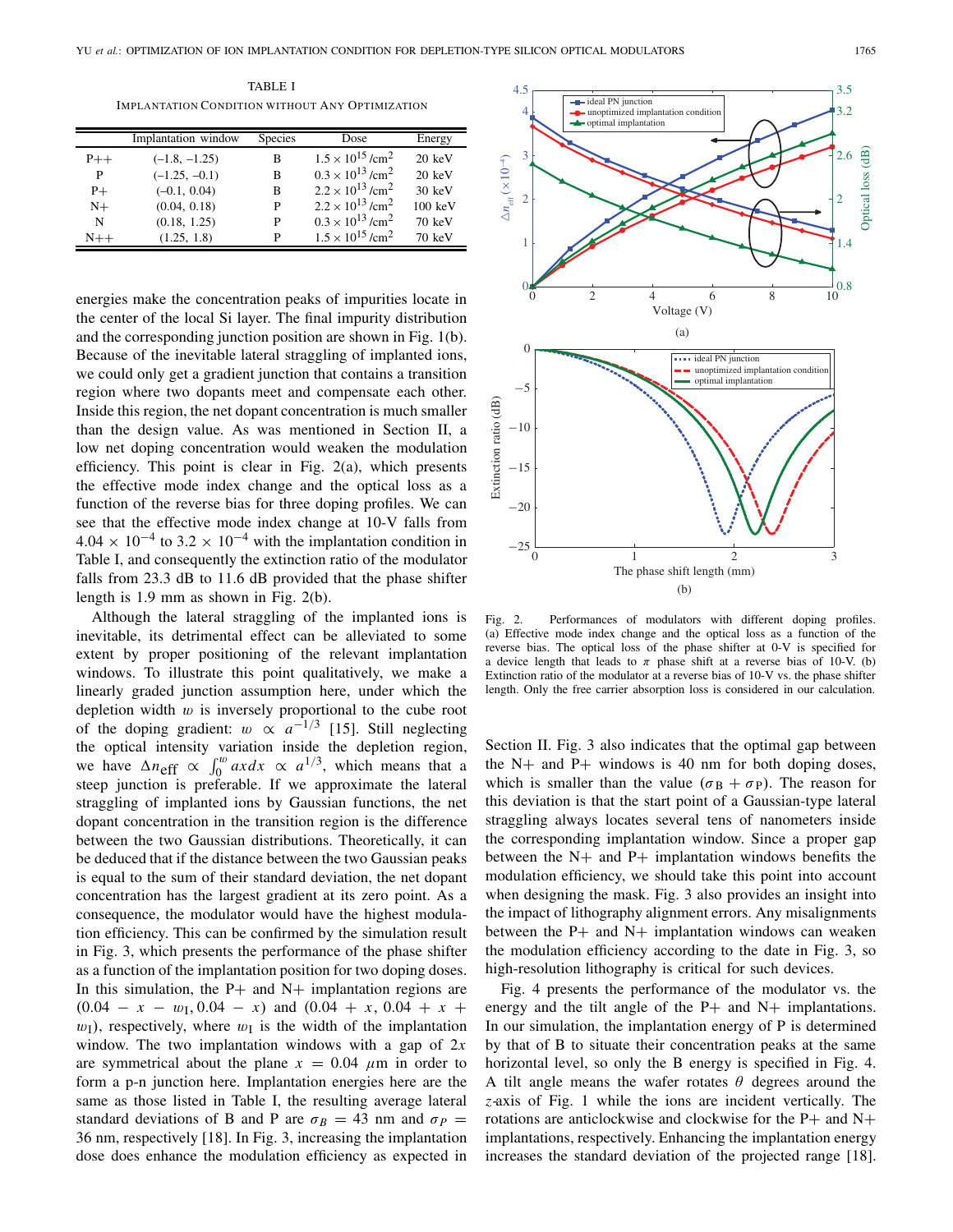TABLE I
IMPLANTATION CONDITION WITHOUT ANY OPTIMIZATION

| | Implantation window | Species | Dose | Energy |
|---|---|---|---|---|
| P++ | (–1.8, –1.25) | B | $1.5 \times 10^{15}$ /cm$^2$ | 20 keV |
| P | (–1.25, –0.1) | B | $0.3 \times 10^{13}$ /cm$^2$ | 20 keV |
| P+ | (–0.1, 0.04) | B | $2.2 \times 10^{13}$ /cm$^2$ | 30 keV |
| N+ | (0.04, 0.18) | P | $2.2 \times 10^{13}$ /cm$^2$ | 100 keV |
| N | (0.18, 1.25) | P | $0.3 \times 10^{13}$ /cm$^2$ | 70 keV |
| N++ | (1.25, 1.8) | P | $1.5 \times 10^{15}$ /cm$^2$ | 70 keV |

energies make the concentration peaks of impurities locate in the center of the local Si layer. The final impurity distribution and the corresponding junction position are shown in Fig. 1(b). Because of the inevitable lateral straggling of implanted ions, we could only get a gradient junction that contains a transition region where two dopants meet and compensate each other. Inside this region, the net dopant concentration is much smaller than the design value. As was mentioned in Section II, a low net doping concentration would weaken the modulation efficiency. This point is clear in Fig. 2(a), which presents the effective mode index change and the optical loss as a function of the reverse bias for three doping profiles. We can see that the effective mode index change at 10-V falls from $4.04 \times 10^{-4}$ to $3.2 \times 10^{-4}$ with the implantation condition in Table I, and consequently the extinction ratio of the modulator falls from 23.3 dB to 11.6 dB provided that the phase shifter length is 1.9 mm as shown in Fig. 2(b).

Although the lateral straggling of the implanted ions is inevitable, its detrimental effect can be alleviated to some extent by proper positioning of the relevant implantation windows. To illustrate this point qualitatively, we make a linearly graded junction assumption here, under which the depletion width $w$ is inversely proportional to the cube root of the doping gradient: $w \propto a^{-1/3}$ [15]. Still neglecting the optical intensity variation inside the depletion region, we have $\Delta n_{\mathrm{eff}} \propto \int_0^w ax\,dx \propto a^{1/3}$, which means that a steep junction is preferable. If we approximate the lateral straggling of implanted ions by Gaussian functions, the net dopant concentration in the transition region is the difference between the two Gaussian distributions. Theoretically, it can be deduced that if the distance between the two Gaussian peaks is equal to the sum of their standard deviation, the net dopant concentration has the largest gradient at its zero point. As a consequence, the modulator would have the highest modulation efficiency. This can be confirmed by the simulation result in Fig. 3, which presents the performance of the phase shifter as a function of the implantation position for two doping doses. In this simulation, the P+ and N+ implantation regions are $(0.04 - x - w_{\mathrm{I}}, 0.04 - x)$ and $(0.04 + x, 0.04 + x + w_{\mathrm{I}})$, respectively, where $w_{\mathrm{I}}$ is the width of the implantation window. The two implantation windows with a gap of $2x$ are symmetrical about the plane $x = 0.04$ $\mu$m in order to form a p-n junction here. Implantation energies here are the same as those listed in Table I, the resulting average lateral standard deviations of B and P are $\sigma_B = 43$ nm and $\sigma_P = 36$ nm, respectively [18]. In Fig. 3, increasing the implantation dose does enhance the modulation efficiency as expected in

ideal PN junction
unoptimized implantation condition
optimal implantation
$\Delta n_{\mathrm{eff}}$ ($\times 10^{-4}$)
Optical loss (dB)
Voltage (V)
(a)

ideal PN junction
unoptimized implantation condition
optimal implantation
Extinction ratio (dB)
The phase shift length (mm)
(b)

Fig. 2. Performances of modulators with different doping profiles. (a) Effective mode index change and the optical loss as a function of the reverse bias. The optical loss of the phase shifter at 0-V is specified for a device length that leads to $\pi$ phase shift at a reverse bias of 10-V. (b) Extinction ratio of the modulator at a reverse bias of 10-V vs. the phase shifter length. Only the free carrier absorption loss is considered in our calculation.

Section II. Fig. 3 also indicates that the optimal gap between the N+ and P+ windows is 40 nm for both doping doses, which is smaller than the value ($\sigma_{\mathrm{B}} + \sigma_{\mathrm{P}}$). The reason for this deviation is that the start point of a Gaussian-type lateral straggling always locates several tens of nanometers inside the corresponding implantation window. Since a proper gap between the N+ and P+ implantation windows benefits the modulation efficiency, we should take this point into account when designing the mask. Fig. 3 also provides an insight into the impact of lithography alignment errors. Any misalignments between the P+ and N+ implantation windows can weaken the modulation efficiency according to the date in Fig. 3, so high-resolution lithography is critical for such devices.

Fig. 4 presents the performance of the modulator vs. the energy and the tilt angle of the P+ and N+ implantations. In our simulation, the implantation energy of P is determined by that of B to situate their concentration peaks at the same horizontal level, so only the B energy is specified in Fig. 4. A tilt angle means the wafer rotates $\theta$ degrees around the $z$-axis of Fig. 1 while the ions are incident vertically. The rotations are anticlockwise and clockwise for the P+ and N+ implantations, respectively. Enhancing the implantation energy increases the standard deviation of the projected range [18].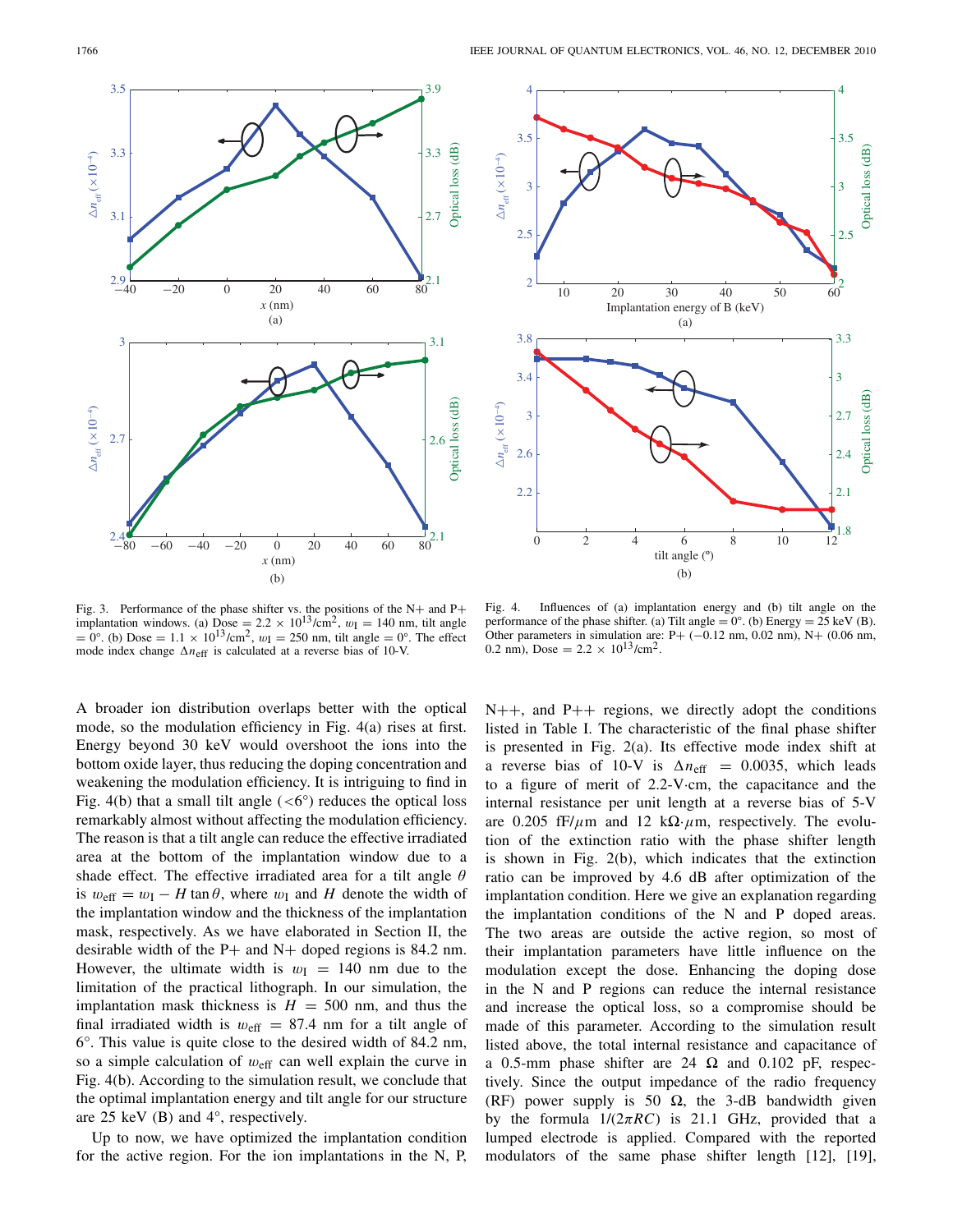$\Delta n_{\mathrm{eff}}$ ($\times 10^{-4}$)

Optical loss (dB)

3.5

3.3

3.1

2.9

3.9

3.3

2.7

2.1

−40 −20 0 20 40 60 80

$x$ (nm)

(a)

$\Delta n_{\mathrm{eff}}$ ($\times 10^{-4}$)

Optical loss (dB)

3

2.7

2.4

3.1

2.6

2.1

−80 −60 −40 −20 0 20 40 60 80

$x$ (nm)

(b)

Fig. 3. Performance of the phase shifter vs. the positions of the N+ and P+ implantation windows. (a) Dose = $2.2 \times 10^{13}$/cm$^2$, $w_{\mathrm{I}}$ = 140 nm, tilt angle = 0°. (b) Dose = $1.1 \times 10^{13}$/cm$^2$, $w_{\mathrm{I}}$ = 250 nm, tilt angle = 0°. The effect mode index change $\Delta n_{\mathrm{eff}}$ is calculated at a reverse bias of 10-V.

$\Delta n_{\mathrm{eff}}$ ($\times 10^{-4}$)

Optical loss (dB)

4

3.5

3

2.5

2

4

3.5

3

2.5

2

10 20 30 40 50 60

Implantation energy of B (keV)

(a)

$\Delta n_{\mathrm{eff}}$ ($\times 10^{-4}$)

Optical loss (dB)

3.8

3.4

3

2.6

2.2

3.3

3

2.7

2.4

2.1

1.8

0 2 4 6 8 10 12

tilt angle (°)

(b)

Fig. 4. Influences of (a) implantation energy and (b) tilt angle on the performance of the phase shifter. (a) Tilt angle = 0°. (b) Energy = 25 keV (B). Other parameters in simulation are: P+ (−0.12 nm, 0.02 nm), N+ (0.06 nm, 0.2 nm), Dose = $2.2 \times 10^{13}$/cm$^2$.

A broader ion distribution overlaps better with the optical mode, so the modulation efficiency in Fig. 4(a) rises at first. Energy beyond 30 keV would overshoot the ions into the bottom oxide layer, thus reducing the doping concentration and weakening the modulation efficiency. It is intriguing to find in Fig. 4(b) that a small tilt angle (<6°) reduces the optical loss remarkably almost without affecting the modulation efficiency. The reason is that a tilt angle can reduce the effective irradiated area at the bottom of the implantation window due to a shade effect. The effective irradiated area for a tilt angle $\theta$ is $w_{\mathrm{eff}} = w_{\mathrm{I}} - H \tan\theta$, where $w_{\mathrm{I}}$ and $H$ denote the width of the implantation window and the thickness of the implantation mask, respectively. As we have elaborated in Section II, the desirable width of the P+ and N+ doped regions is 84.2 nm. However, the ultimate width is $w_{\mathrm{I}} = 140$ nm due to the limitation of the practical lithograph. In our simulation, the implantation mask thickness is $H = 500$ nm, and thus the final irradiated width is $w_{\mathrm{eff}} = 87.4$ nm for a tilt angle of 6°. This value is quite close to the desired width of 84.2 nm, so a simple calculation of $w_{\mathrm{eff}}$ can well explain the curve in Fig. 4(b). According to the simulation result, we conclude that the optimal implantation energy and tilt angle for our structure are 25 keV (B) and 4°, respectively.

Up to now, we have optimized the implantation condition for the active region. For the ion implantations in the N, P, N++, and P++ regions, we directly adopt the conditions listed in Table I. The characteristic of the final phase shifter is presented in Fig. 2(a). Its effective mode index shift at a reverse bias of 10-V is $\Delta n_{\mathrm{eff}} = 0.0035$, which leads to a figure of merit of 2.2-V·cm, the capacitance and the internal resistance per unit length at a reverse bias of 5-V are 0.205 fF/$\mu$m and 12 k$\Omega \cdot \mu$m, respectively. The evolution of the extinction ratio with the phase shifter length is shown in Fig. 2(b), which indicates that the extinction ratio can be improved by 4.6 dB after optimization of the implantation condition. Here we give an explanation regarding the implantation conditions of the N and P doped areas. The two areas are outside the active region, so most of their implantation parameters have little influence on the modulation except the dose. Enhancing the doping dose in the N and P regions can reduce the internal resistance and increase the optical loss, so a compromise should be made of this parameter. According to the simulation result listed above, the total internal resistance and capacitance of a 0.5-mm phase shifter are 24 $\Omega$ and 0.102 pF, respectively. Since the output impedance of the radio frequency (RF) power supply is 50 $\Omega$, the 3-dB bandwidth given by the formula $1/(2\pi RC)$ is 21.1 GHz, provided that a lumped electrode is applied. Compared with the reported modulators of the same phase shifter length [12], [19],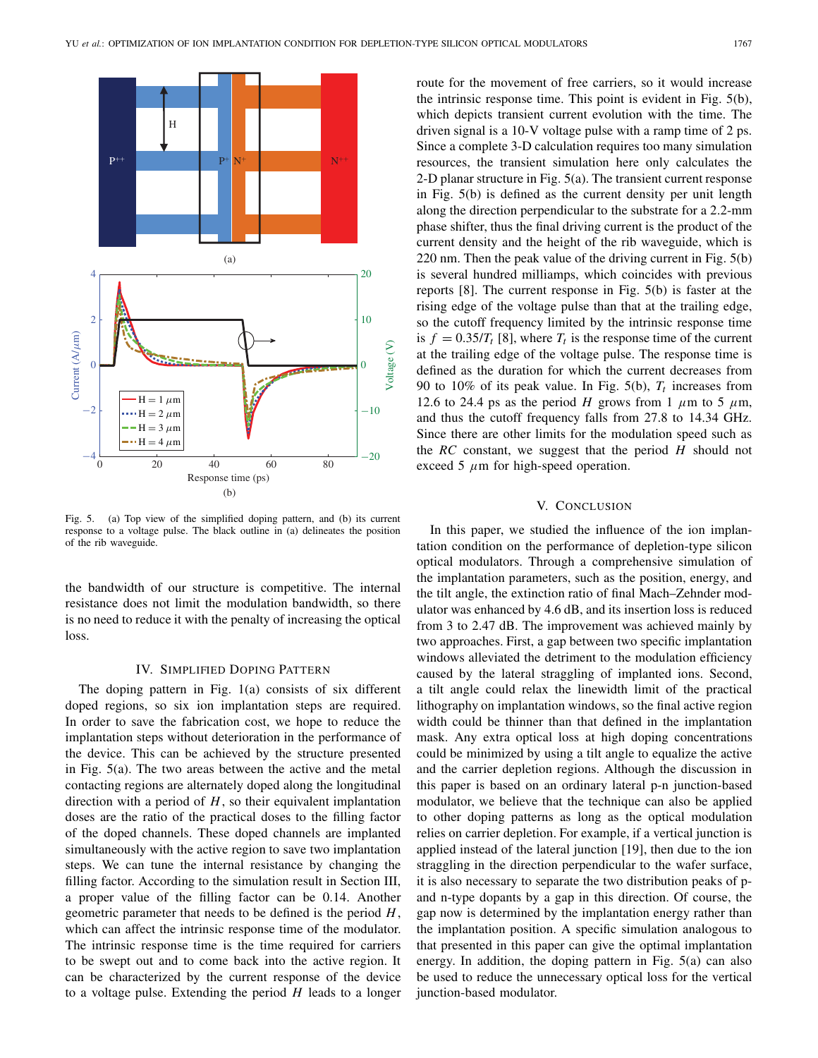P$^{++}$

H

P$^{+}$ N$^{+}$

N$^{++}$

(a)

Current (A/$\mu$m)

Voltage (V)

Response time (ps)

4
2
0
−2
−4

20
10
0
−10
−20

0 20 40 60 80

H = 1 $\mu$m
H = 2 $\mu$m
H = 3 $\mu$m
H = 4 $\mu$m

(b)

Fig. 5. (a) Top view of the simplified doping pattern, and (b) its current response to a voltage pulse. The black outline in (a) delineates the position of the rib waveguide.

the bandwidth of our structure is competitive. The internal resistance does not limit the modulation bandwidth, so there is no need to reduce it with the penalty of increasing the optical loss.

## IV. Simplified Doping Pattern

The doping pattern in Fig. 1(a) consists of six different doped regions, so six ion implantation steps are required. In order to save the fabrication cost, we hope to reduce the implantation steps without deterioration in the performance of the device. This can be achieved by the structure presented in Fig. 5(a). The two areas between the active and the metal contacting regions are alternately doped along the longitudinal direction with a period of $H$, so their equivalent implantation doses are the ratio of the practical doses to the filling factor of the doped channels. These doped channels are implanted simultaneously with the active region to save two implantation steps. We can tune the internal resistance by changing the filling factor. According to the simulation result in Section III, a proper value of the filling factor can be 0.14. Another geometric parameter that needs to be defined is the period $H$, which can affect the intrinsic response time of the modulator. The intrinsic response time is the time required for carriers to be swept out and to come back into the active region. It can be characterized by the current response of the device to a voltage pulse. Extending the period $H$ leads to a longer route for the movement of free carriers, so it would increase the intrinsic response time. This point is evident in Fig. 5(b), which depicts transient current evolution with the time. The driven signal is a 10-V voltage pulse with a ramp time of 2 ps. Since a complete 3-D calculation requires too many simulation resources, the transient simulation here only calculates the 2-D planar structure in Fig. 5(a). The transient current response in Fig. 5(b) is defined as the current density per unit length along the direction perpendicular to the substrate for a 2.2-mm phase shifter, thus the final driving current is the product of the current density and the height of the rib waveguide, which is 220 nm. Then the peak value of the driving current in Fig. 5(b) is several hundred milliamps, which coincides with previous reports [8]. The current response in Fig. 5(b) is faster at the rising edge of the voltage pulse than that at the trailing edge, so the cutoff frequency limited by the intrinsic response time is $f = 0.35/T_t$ [8], where $T_t$ is the response time of the current at the trailing edge of the voltage pulse. The response time is defined as the duration for which the current decreases from 90 to 10% of its peak value. In Fig. 5(b), $T_t$ increases from 12.6 to 24.4 ps as the period $H$ grows from 1 $\mu$m to 5 $\mu$m, and thus the cutoff frequency falls from 27.8 to 14.34 GHz. Since there are other limits for the modulation speed such as the *RC* constant, we suggest that the period $H$ should not exceed 5 $\mu$m for high-speed operation.

## V. Conclusion

In this paper, we studied the influence of the ion implantation condition on the performance of depletion-type silicon optical modulators. Through a comprehensive simulation of the implantation parameters, such as the position, energy, and the tilt angle, the extinction ratio of final Mach–Zehnder modulator was enhanced by 4.6 dB, and its insertion loss is reduced from 3 to 2.47 dB. The improvement was achieved mainly by two approaches. First, a gap between two specific implantation windows alleviated the detriment to the modulation efficiency caused by the lateral straggling of implanted ions. Second, a tilt angle could relax the linewidth limit of the practical lithography on implantation windows, so the final active region width could be thinner than that defined in the implantation mask. Any extra optical loss at high doping concentrations could be minimized by using a tilt angle to equalize the active and the carrier depletion regions. Although the discussion in this paper is based on an ordinary lateral p-n junction-based modulator, we believe that the technique can also be applied to other doping patterns as long as the optical modulation relies on carrier depletion. For example, if a vertical junction is applied instead of the lateral junction [19], then due to the ion straggling in the direction perpendicular to the wafer surface, it is also necessary to separate the two distribution peaks of p- and n-type dopants by a gap in this direction. Of course, the gap now is determined by the implantation energy rather than the implantation position. A specific simulation analogous to that presented in this paper can give the optimal implantation energy. In addition, the doping pattern in Fig. 5(a) can also be used to reduce the unnecessary optical loss for the vertical junction-based modulator.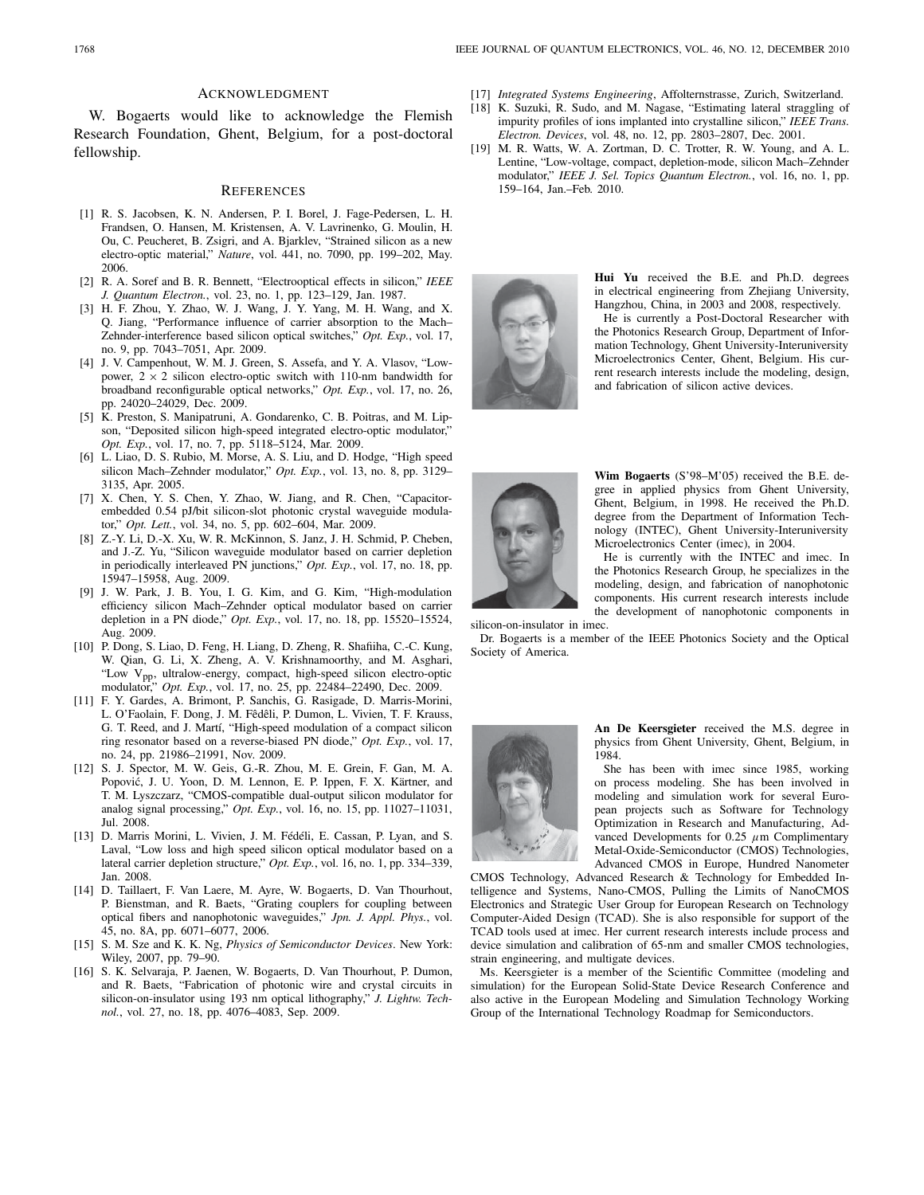## ACKNOWLEDGMENT

W. Bogaerts would like to acknowledge the Flemish Research Foundation, Ghent, Belgium, for a post-doctoral fellowship.

## REFERENCES

[1] R. S. Jacobsen, K. N. Andersen, P. I. Borel, J. Fage-Pedersen, L. H. Frandsen, O. Hansen, M. Kristensen, A. V. Lavrinenko, G. Moulin, H. Ou, C. Peucheret, B. Zsigri, and A. Bjarklev, "Strained silicon as a new electro-optic material," *Nature*, vol. 441, no. 7090, pp. 199–202, May. 2006.

[2] R. A. Soref and B. R. Bennett, "Electrooptical effects in silicon," *IEEE J. Quantum Electron.*, vol. 23, no. 1, pp. 123–129, Jan. 1987.

[3] H. F. Zhou, Y. Zhao, W. J. Wang, J. Y. Yang, M. H. Wang, and X. Q. Jiang, "Performance influence of carrier absorption to the Mach–Zehnder-interference based silicon optical switches," *Opt. Exp.*, vol. 17, no. 9, pp. 7043–7051, Apr. 2009.

[4] J. V. Campenhout, W. M. J. Green, S. Assefa, and Y. A. Vlasov, "Low-power, $2 \times 2$ silicon electro-optic switch with 110-nm bandwidth for broadband reconfigurable optical networks," *Opt. Exp.*, vol. 17, no. 26, pp. 24020–24029, Dec. 2009.

[5] K. Preston, S. Manipatruni, A. Gondarenko, C. B. Poitras, and M. Lipson, "Deposited silicon high-speed integrated electro-optic modulator," *Opt. Exp.*, vol. 17, no. 7, pp. 5118–5124, Mar. 2009.

[6] L. Liao, D. S. Rubio, M. Morse, A. S. Liu, and D. Hodge, "High speed silicon Mach–Zehnder modulator," *Opt. Exp.*, vol. 13, no. 8, pp. 3129–3135, Apr. 2005.

[7] X. Chen, Y. S. Chen, Y. Zhao, W. Jiang, and R. Chen, "Capacitor-embedded 0.54 pJ/bit silicon-slot photonic crystal waveguide modulator," *Opt. Lett.*, vol. 34, no. 5, pp. 602–604, Mar. 2009.

[8] Z.-Y. Li, D.-X. Xu, W. R. McKinnon, S. Janz, J. H. Schmid, P. Cheben, and J.-Z. Yu, "Silicon waveguide modulator based on carrier depletion in periodically interleaved PN junctions," *Opt. Exp.*, vol. 17, no. 18, pp. 15947–15958, Aug. 2009.

[9] J. W. Park, J. B. You, I. G. Kim, and G. Kim, "High-modulation efficiency silicon Mach–Zehnder optical modulator based on carrier depletion in a PN diode," *Opt. Exp.*, vol. 17, no. 18, pp. 15520–15524, Aug. 2009.

[10] P. Dong, S. Liao, D. Feng, H. Liang, D. Zheng, R. Shafiiha, C.-C. Kung, W. Qian, G. Li, X. Zheng, A. V. Krishnamoorthy, and M. Asghari, "Low $V_{pp}$, ultralow-energy, compact, high-speed silicon electro-optic modulator," *Opt. Exp.*, vol. 17, no. 25, pp. 22484–22490, Dec. 2009.

[11] F. Y. Gardes, A. Brimont, P. Sanchis, G. Rasigade, D. Marris-Morini, L. O'Faolain, F. Dong, J. M. Fêdêli, P. Dumon, L. Vivien, T. F. Krauss, G. T. Reed, and J. Martí, "High-speed modulation of a compact silicon ring resonator based on a reverse-biased PN diode," *Opt. Exp.*, vol. 17, no. 24, pp. 21986–21991, Nov. 2009.

[12] S. J. Spector, M. W. Geis, G.-R. Zhou, M. E. Grein, F. Gan, M. A. Popović, J. U. Yoon, D. M. Lennon, E. P. Ippen, F. X. Kärtner, and T. M. Lyszczarz, "CMOS-compatible dual-output silicon modulator for analog signal processing," *Opt. Exp.*, vol. 16, no. 15, pp. 11027–11031, Jul. 2008.

[13] D. Marris Morini, L. Vivien, J. M. Fédéli, E. Cassan, P. Lyan, and S. Laval, "Low loss and high speed silicon optical modulator based on a lateral carrier depletion structure," *Opt. Exp.*, vol. 16, no. 1, pp. 334–339, Jan. 2008.

[14] D. Taillaert, F. Van Laere, M. Ayre, W. Bogaerts, D. Van Thourhout, P. Bienstman, and R. Baets, "Grating couplers for coupling between optical fibers and nanophotonic waveguides," *Jpn. J. Appl. Phys.*, vol. 45, no. 8A, pp. 6071–6077, 2006.

[15] S. M. Sze and K. K. Ng, *Physics of Semiconductor Devices*. New York: Wiley, 2007, pp. 79–90.

[16] S. K. Selvaraja, P. Jaenen, W. Bogaerts, D. Van Thourhout, P. Dumon, and R. Baets, "Fabrication of photonic wire and crystal circuits in silicon-on-insulator using 193 nm optical lithography," *J. Lightw. Technol.*, vol. 27, no. 18, pp. 4076–4083, Sep. 2009.

[17] *Integrated Systems Engineering*, Affolternstrasse, Zurich, Switzerland.

[18] K. Suzuki, R. Sudo, and M. Nagase, "Estimating lateral straggling of impurity profiles of ions implanted into crystalline silicon," *IEEE Trans. Electron. Devices*, vol. 48, no. 12, pp. 2803–2807, Dec. 2001.

[19] M. R. Watts, W. A. Zortman, D. C. Trotter, R. W. Young, and A. L. Lentine, "Low-voltage, compact, depletion-mode, silicon Mach–Zehnder modulator," *IEEE J. Sel. Topics Quantum Electron.*, vol. 16, no. 1, pp. 159–164, Jan.–Feb. 2010.

**Hui Yu** received the B.E. and Ph.D. degrees in electrical engineering from Zhejiang University, Hangzhou, China, in 2003 and 2008, respectively.

He is currently a Post-Doctoral Researcher with the Photonics Research Group, Department of Information Technology, Ghent University-Interuniversity Microelectronics Center, Ghent, Belgium. His current research interests include the modeling, design, and fabrication of silicon active devices.

**Wim Bogaerts** (S'98–M'05) received the B.E. degree in applied physics from Ghent University, Ghent, Belgium, in 1998. He received the Ph.D. degree from the Department of Information Technology (INTEC), Ghent University-Interuniversity Microelectronics Center (imec), in 2004.

He is currently with the INTEC and imec. In the Photonics Research Group, he specializes in the modeling, design, and fabrication of nanophotonic components. His current research interests include the development of nanophotonic components in silicon-on-insulator in imec.

Dr. Bogaerts is a member of the IEEE Photonics Society and the Optical Society of America.

**An De Keersgieter** received the M.S. degree in physics from Ghent University, Ghent, Belgium, in 1984.

She has been with imec since 1985, working on process modeling. She has been involved in modeling and simulation work for several European projects such as Software for Technology Optimization in Research and Manufacturing, Advanced Developments for 0.25 $\mu$m Complimentary Metal-Oxide-Semiconductor (CMOS) Technologies, Advanced CMOS in Europe, Hundred Nanometer CMOS Technology, Advanced Research & Technology for Embedded Intelligence and Systems, Nano-CMOS, Pulling the Limits of NanoCMOS Electronics and Strategic User Group for European Research on Technology Computer-Aided Design (TCAD). She is also responsible for support of the TCAD tools used at imec. Her current research interests include process and device simulation and calibration of 65-nm and smaller CMOS technologies, strain engineering, and multigate devices.

Ms. Keersgieter is a member of the Scientific Committee (modeling and simulation) for the European Solid-State Device Research Conference and also active in the European Modeling and Simulation Technology Working Group of the International Technology Roadmap for Semiconductors.